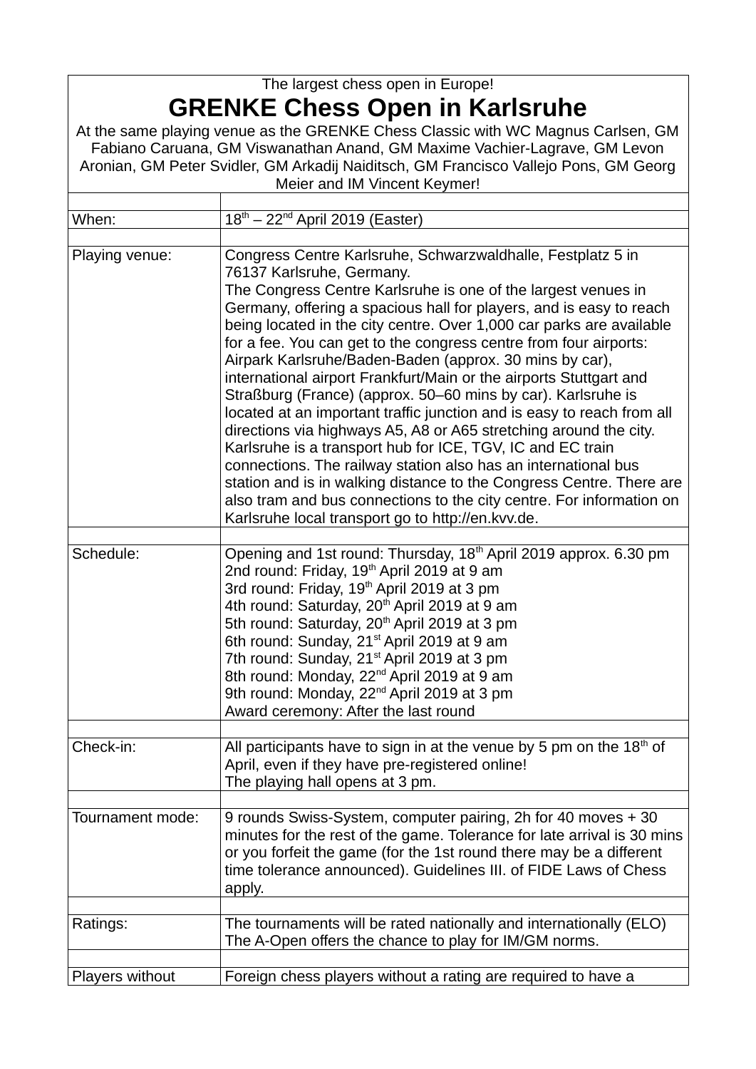The largest chess open in Europe!

# GRENKE Chess Open in Karlsruhe

At the same playing venue as the GRENKE Chess Classic with WC Magnus Carlsen, GM Fabiano Caruana, GM Viswanathan Anand, GM Maxime Vachier-Lagrave, GM Levon Aronian, GM Peter Svidler, GM Arkadij Naiditsch, GM Francisco Vallejo Pons, GM Georg Meier and IM Vincent Keymer!

| | |
|---|---|
| When: | 18th – 22nd April 2019 (Easter) |
| | |
| Playing venue: | Congress Centre Karlsruhe, Schwarzwaldhalle, Festplatz 5 in 76137 Karlsruhe, Germany.<br>The Congress Centre Karlsruhe is one of the largest venues in Germany, offering a spacious hall for players, and is easy to reach being located in the city centre. Over 1,000 car parks are available for a fee. You can get to the congress centre from four airports: Airpark Karlsruhe/Baden-Baden (approx. 30 mins by car), international airport Frankfurt/Main or the airports Stuttgart and Straßburg (France) (approx. 50–60 mins by car). Karlsruhe is located at an important traffic junction and is easy to reach from all directions via highways A5, A8 or A65 stretching around the city. Karlsruhe is a transport hub for ICE, TGV, IC and EC train connections. The railway station also has an international bus station and is in walking distance to the Congress Centre. There are also tram and bus connections to the city centre. For information on Karlsruhe local transport go to http://en.kvv.de. |
| | |
| Schedule: | Opening and 1st round: Thursday, 18th April 2019 approx. 6.30 pm<br>2nd round: Friday, 19th April 2019 at 9 am<br>3rd round: Friday, 19th April 2019 at 3 pm<br>4th round: Saturday, 20th April 2019 at 9 am<br>5th round: Saturday, 20th April 2019 at 3 pm<br>6th round: Sunday, 21st April 2019 at 9 am<br>7th round: Sunday, 21st April 2019 at 3 pm<br>8th round: Monday, 22nd April 2019 at 9 am<br>9th round: Monday, 22nd April 2019 at 3 pm<br>Award ceremony: After the last round |
| | |
| Check-in: | All participants have to sign in at the venue by 5 pm on the 18th of April, even if they have pre-registered online!<br>The playing hall opens at 3 pm. |
| | |
| Tournament mode: | 9 rounds Swiss-System, computer pairing, 2h for 40 moves + 30 minutes for the rest of the game. Tolerance for late arrival is 30 mins or you forfeit the game (for the 1st round there may be a different time tolerance announced). Guidelines III. of FIDE Laws of Chess apply. |
| | |
| Ratings: | The tournaments will be rated nationally and internationally (ELO)<br>The A-Open offers the chance to play for IM/GM norms. |
| | |
| Players without | Foreign chess players without a rating are required to have a |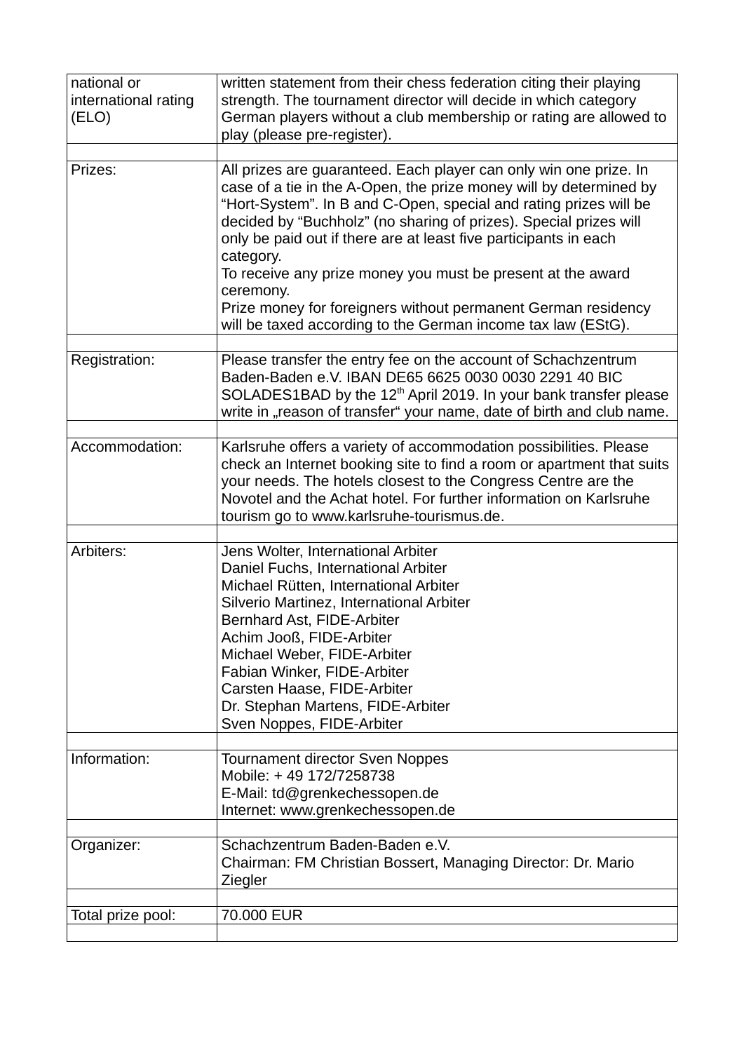| | |
|---|---|
| national or international rating (ELO) | written statement from their chess federation citing their playing strength. The tournament director will decide in which category German players without a club membership or rating are allowed to play (please pre-register). |
| | |
| Prizes: | All prizes are guaranteed. Each player can only win one prize. In case of a tie in the A-Open, the prize money will by determined by "Hort-System". In B and C-Open, special and rating prizes will be decided by "Buchholz" (no sharing of prizes). Special prizes will only be paid out if there are at least five participants in each category.<br>To receive any prize money you must be present at the award ceremony.<br>Prize money for foreigners without permanent German residency will be taxed according to the German income tax law (EStG). |
| | |
| Registration: | Please transfer the entry fee on the account of Schachzentrum Baden-Baden e.V. IBAN DE65 6625 0030 0030 2291 40 BIC SOLADES1BAD by the 12th April 2019. In your bank transfer please write in „reason of transfer" your name, date of birth and club name. |
| | |
| Accommodation: | Karlsruhe offers a variety of accommodation possibilities. Please check an Internet booking site to find a room or apartment that suits your needs. The hotels closest to the Congress Centre are the Novotel and the Achat hotel. For further information on Karlsruhe tourism go to www.karlsruhe-tourismus.de. |
| | |
| Arbiters: | Jens Wolter, International Arbiter<br>Daniel Fuchs, International Arbiter<br>Michael Rütten, International Arbiter<br>Silverio Martinez, International Arbiter<br>Bernhard Ast, FIDE-Arbiter<br>Achim Jooß, FIDE-Arbiter<br>Michael Weber, FIDE-Arbiter<br>Fabian Winker, FIDE-Arbiter<br>Carsten Haase, FIDE-Arbiter<br>Dr. Stephan Martens, FIDE-Arbiter<br>Sven Noppes, FIDE-Arbiter |
| | |
| Information: | Tournament director Sven Noppes<br>Mobile: + 49 172/7258738<br>E-Mail: td@grenkechessopen.de<br>Internet: www.grenkechessopen.de |
| | |
| Organizer: | Schachzentrum Baden-Baden e.V.<br>Chairman: FM Christian Bossert, Managing Director: Dr. Mario Ziegler |
| | |
| Total prize pool: | 70.000 EUR |
| | |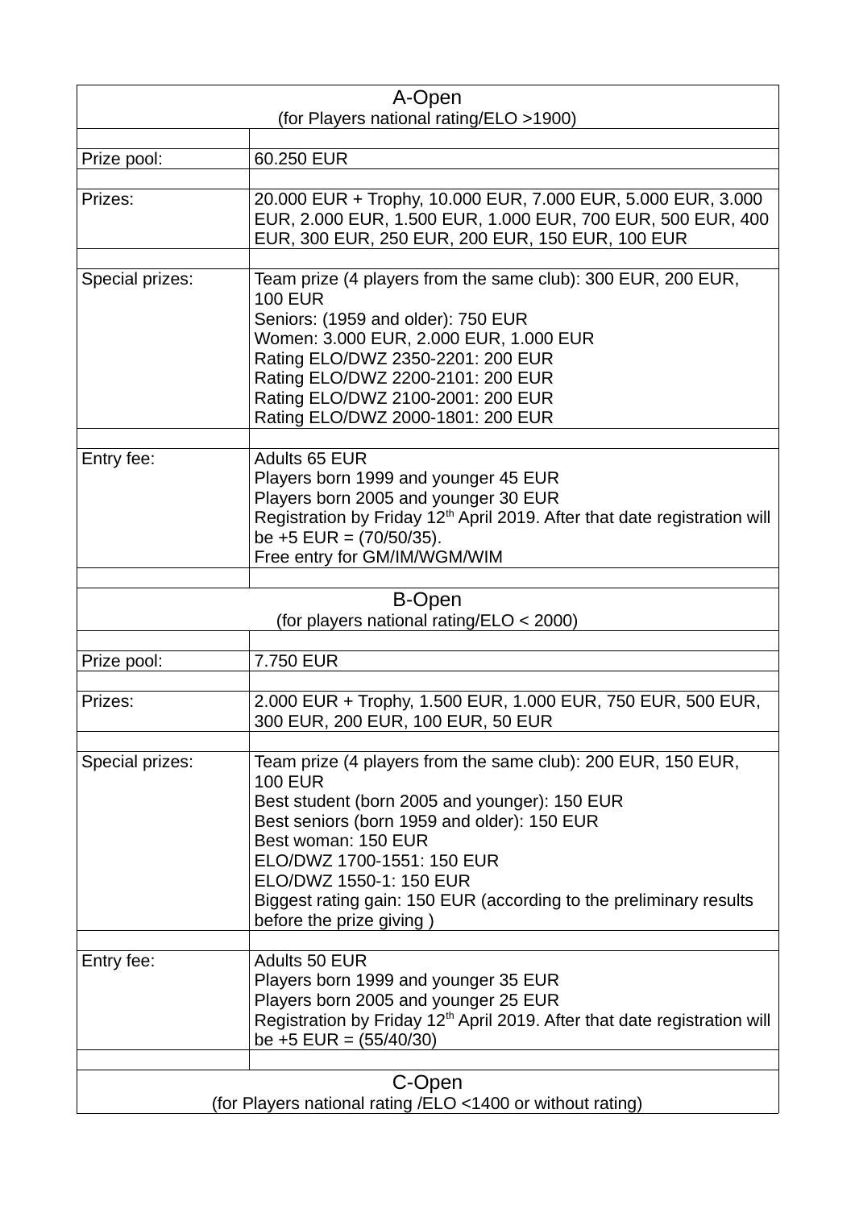| A-Open<br>(for Players national rating/ELO >1900) | |
|---|---|
| | |
| Prize pool: | 60.250 EUR |
| | |
| Prizes: | 20.000 EUR + Trophy, 10.000 EUR, 7.000 EUR, 5.000 EUR, 3.000 EUR, 2.000 EUR, 1.500 EUR, 1.000 EUR, 700 EUR, 500 EUR, 400 EUR, 300 EUR, 250 EUR, 200 EUR, 150 EUR, 100 EUR |
| | |
| Special prizes: | Team prize (4 players from the same club): 300 EUR, 200 EUR, 100 EUR<br>Seniors: (1959 and older): 750 EUR<br>Women: 3.000 EUR, 2.000 EUR, 1.000 EUR<br>Rating ELO/DWZ 2350-2201: 200 EUR<br>Rating ELO/DWZ 2200-2101: 200 EUR<br>Rating ELO/DWZ 2100-2001: 200 EUR<br>Rating ELO/DWZ 2000-1801: 200 EUR |
| | |
| Entry fee: | Adults 65 EUR<br>Players born 1999 and younger 45 EUR<br>Players born 2005 and younger 30 EUR<br>Registration by Friday 12th April 2019. After that date registration will be +5 EUR = (70/50/35).<br>Free entry for GM/IM/WGM/WIM |
| | |
| **B-Open**<br>(for players national rating/ELO < 2000) | |
| | |
| Prize pool: | 7.750 EUR |
| | |
| Prizes: | 2.000 EUR + Trophy, 1.500 EUR, 1.000 EUR, 750 EUR, 500 EUR, 300 EUR, 200 EUR, 100 EUR, 50 EUR |
| | |
| Special prizes: | Team prize (4 players from the same club): 200 EUR, 150 EUR, 100 EUR<br>Best student (born 2005 and younger): 150 EUR<br>Best seniors (born 1959 and older): 150 EUR<br>Best woman: 150 EUR<br>ELO/DWZ 1700-1551: 150 EUR<br>ELO/DWZ 1550-1: 150 EUR<br>Biggest rating gain: 150 EUR (according to the preliminary results before the prize giving ) |
| | |
| Entry fee: | Adults 50 EUR<br>Players born 1999 and younger 35 EUR<br>Players born 2005 and younger 25 EUR<br>Registration by Friday 12th April 2019. After that date registration will be +5 EUR = (55/40/30) |
| | |
| **C-Open**<br>(for Players national rating /ELO <1400 or without rating) | |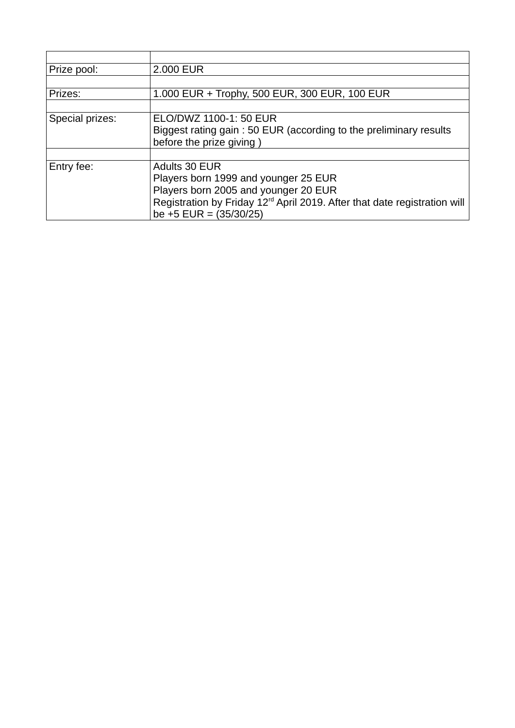| | |
|---|---|
| Prize pool: | 2.000 EUR |
| | |
| Prizes: | 1.000 EUR + Trophy, 500 EUR, 300 EUR, 100 EUR |
| | |
| Special prizes: | ELO/DWZ 1100-1: 50 EUR<br>Biggest rating gain : 50 EUR (according to the preliminary results before the prize giving ) |
| | |
| Entry fee: | Adults 30 EUR<br>Players born 1999 and younger 25 EUR<br>Players born 2005 and younger 20 EUR<br>Registration by Friday 12rd April 2019. After that date registration will be +5 EUR = (35/30/25) |